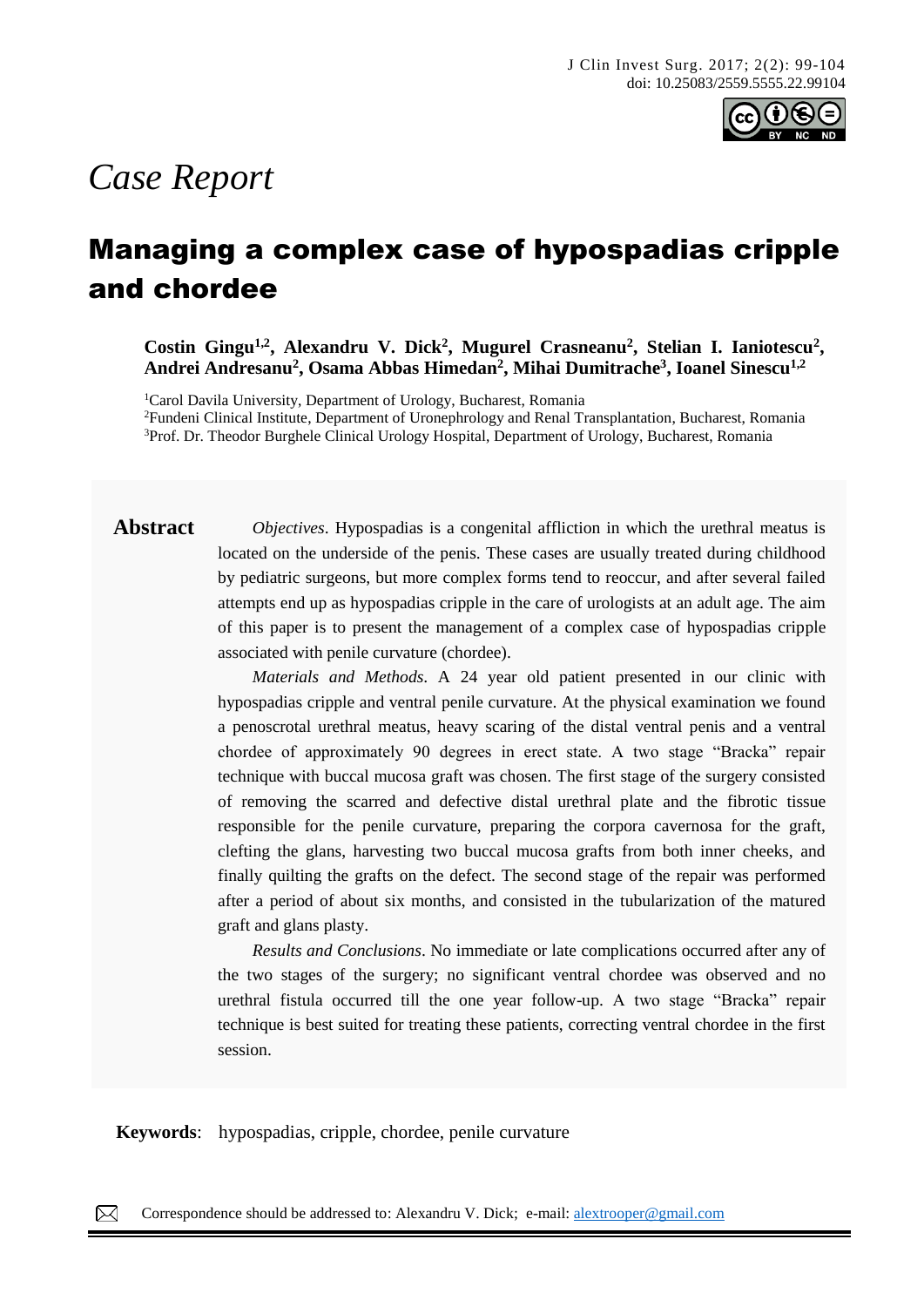*Case Report*

# Managing a complex case of hypospadias cripple and chordee

**Costin Gingu[1,2], Alexandru V. Dick[2], Mugurel Crasneanu[2], Stelian I. Ianiotescu[2], Andrei Andresanu[2], Osama Abbas Himedan[2], Mihai Dumitrache[3], Ioanel Sinescu[1,2]**

[1]Carol Davila University, Department of Urology, Bucharest, Romania
[2]Fundeni Clinical Institute, Department of Uronephrology and Renal Transplantation, Bucharest, Romania
[3]Prof. Dr. Theodor Burghele Clinical Urology Hospital, Department of Urology, Bucharest, Romania

**Abstract**

*Objectives*. Hypospadias is a congenital affliction in which the urethral meatus is located on the underside of the penis. These cases are usually treated during childhood by pediatric surgeons, but more complex forms tend to reoccur, and after several failed attempts end up as hypospadias cripple in the care of urologists at an adult age. The aim of this paper is to present the management of a complex case of hypospadias cripple associated with penile curvature (chordee).

*Materials and Methods*. A 24 year old patient presented in our clinic with hypospadias cripple and ventral penile curvature. At the physical examination we found a penoscrotal urethral meatus, heavy scaring of the distal ventral penis and a ventral chordee of approximately 90 degrees in erect state. A two stage "Bracka" repair technique with buccal mucosa graft was chosen. The first stage of the surgery consisted of removing the scarred and defective distal urethral plate and the fibrotic tissue responsible for the penile curvature, preparing the corpora cavernosa for the graft, clefting the glans, harvesting two buccal mucosa grafts from both inner cheeks, and finally quilting the grafts on the defect. The second stage of the repair was performed after a period of about six months, and consisted in the tubularization of the matured graft and glans plasty.

*Results and Conclusions*. No immediate or late complications occurred after any of the two stages of the surgery; no significant ventral chordee was observed and no urethral fistula occurred till the one year follow-up. A two stage "Bracka" repair technique is best suited for treating these patients, correcting ventral chordee in the first session.

**Keywords**: hypospadias, cripple, chordee, penile curvature

Correspondence should be addressed to: Alexandru V. Dick; e-mail: alextrooper@gmail.com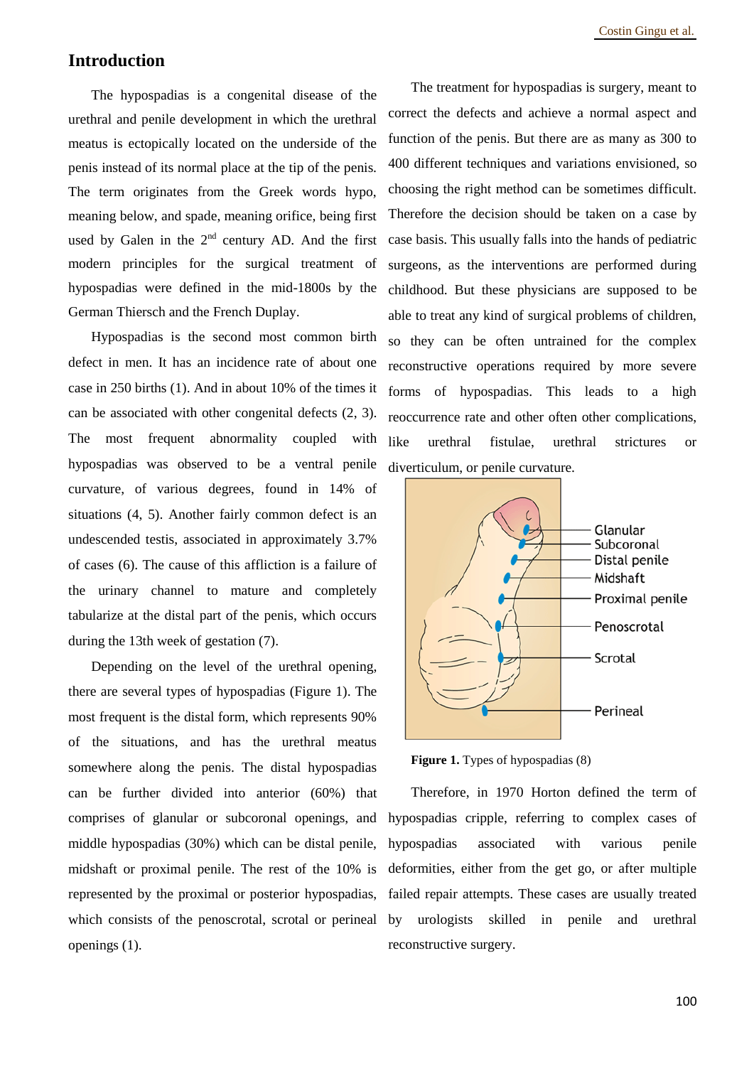## Introduction

The hypospadias is a congenital disease of the urethral and penile development in which the urethral meatus is ectopically located on the underside of the penis instead of its normal place at the tip of the penis. The term originates from the Greek words hypo, meaning below, and spade, meaning orifice, being first used by Galen in the 2nd century AD. And the first modern principles for the surgical treatment of hypospadias were defined in the mid-1800s by the German Thiersch and the French Duplay.

Hypospadias is the second most common birth defect in men. It has an incidence rate of about one case in 250 births (1). And in about 10% of the times it can be associated with other congenital defects (2, 3). The most frequent abnormality coupled with hypospadias was observed to be a ventral penile curvature, of various degrees, found in 14% of situations (4, 5). Another fairly common defect is an undescended testis, associated in approximately 3.7% of cases (6). The cause of this affliction is a failure of the urinary channel to mature and completely tabularize at the distal part of the penis, which occurs during the 13th week of gestation (7).

Depending on the level of the urethral opening, there are several types of hypospadias (Figure 1). The most frequent is the distal form, which represents 90% of the situations, and has the urethral meatus somewhere along the penis. The distal hypospadias can be further divided into anterior (60%) that comprises of glanular or subcoronal openings, and middle hypospadias (30%) which can be distal penile, midshaft or proximal penile. The rest of the 10% is represented by the proximal or posterior hypospadias, which consists of the penoscrotal, scrotal or perineal openings (1).

The treatment for hypospadias is surgery, meant to correct the defects and achieve a normal aspect and function of the penis. But there are as many as 300 to 400 different techniques and variations envisioned, so choosing the right method can be sometimes difficult. Therefore the decision should be taken on a case by case basis. This usually falls into the hands of pediatric surgeons, as the interventions are performed during childhood. But these physicians are supposed to be able to treat any kind of surgical problems of children, so they can be often untrained for the complex reconstructive operations required by more severe forms of hypospadias. This leads to a high reoccurrence rate and other often other complications, like urethral fistulae, urethral strictures or diverticulum, or penile curvature.

**Figure 1.** Types of hypospadias (8)

Therefore, in 1970 Horton defined the term of hypospadias cripple, referring to complex cases of hypospadias associated with various penile deformities, either from the get go, or after multiple failed repair attempts. These cases are usually treated by urologists skilled in penile and urethral reconstructive surgery.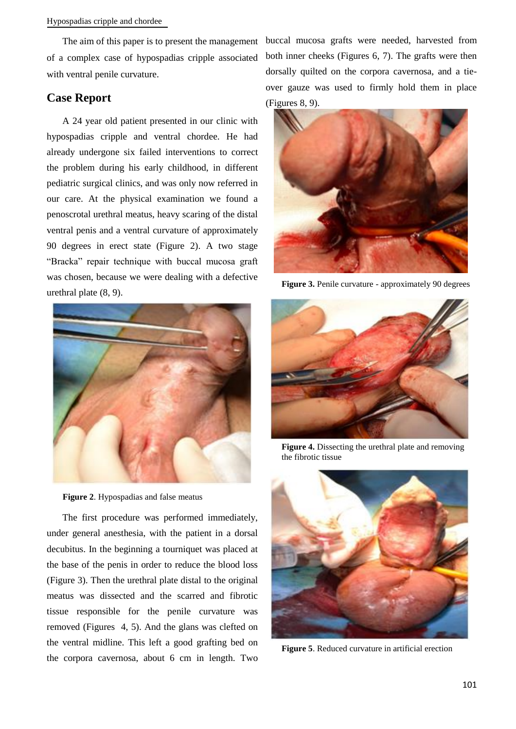The aim of this paper is to present the management of a complex case of hypospadias cripple associated with ventral penile curvature.

## Case Report

A 24 year old patient presented in our clinic with hypospadias cripple and ventral chordee. He had already undergone six failed interventions to correct the problem during his early childhood, in different pediatric surgical clinics, and was only now referred in our care. At the physical examination we found a penoscrotal urethral meatus, heavy scaring of the distal ventral penis and a ventral curvature of approximately 90 degrees in erect state (Figure 2). A two stage "Bracka" repair technique with buccal mucosa graft was chosen, because we were dealing with a defective urethral plate (8, 9).

**Figure 2**. Hypospadias and false meatus

The first procedure was performed immediately, under general anesthesia, with the patient in a dorsal decubitus. In the beginning a tourniquet was placed at the base of the penis in order to reduce the blood loss (Figure 3). Then the urethral plate distal to the original meatus was dissected and the scarred and fibrotic tissue responsible for the penile curvature was removed (Figures 4, 5). And the glans was clefted on the ventral midline. This left a good grafting bed on the corpora cavernosa, about 6 cm in length. Two buccal mucosa grafts were needed, harvested from both inner cheeks (Figures 6, 7). The grafts were then dorsally quilted on the corpora cavernosa, and a tie-over gauze was used to firmly hold them in place (Figures 8, 9).

**Figure 3.** Penile curvature - approximately 90 degrees

**Figure 4.** Dissecting the urethral plate and removing the fibrotic tissue

**Figure 5**. Reduced curvature in artificial erection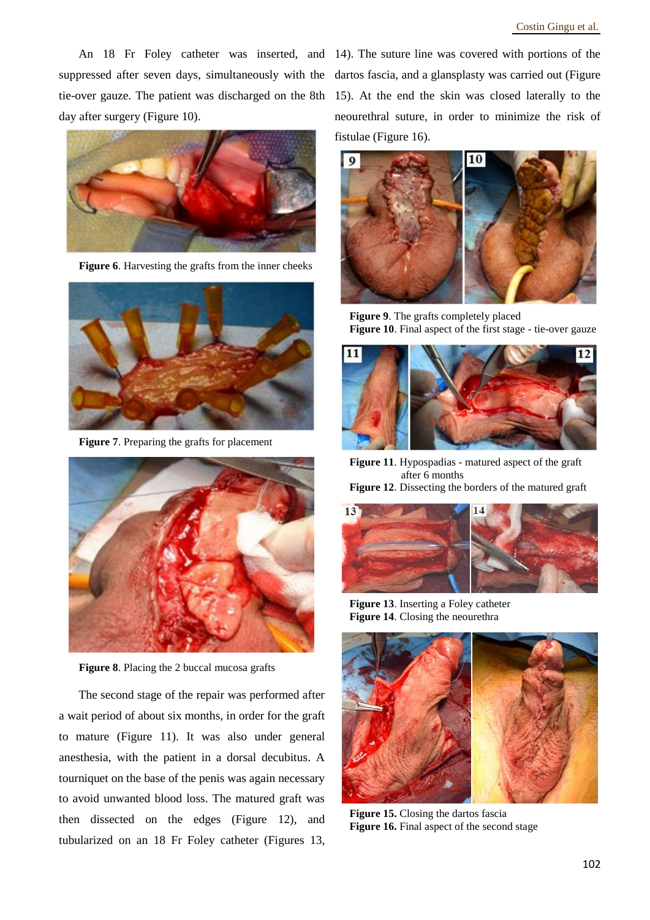An 18 Fr Foley catheter was inserted, and suppressed after seven days, simultaneously with the tie-over gauze. The patient was discharged on the 8th day after surgery (Figure 10).

**Figure 6**. Harvesting the grafts from the inner cheeks

**Figure 7**. Preparing the grafts for placement

**Figure 8**. Placing the 2 buccal mucosa grafts

The second stage of the repair was performed after a wait period of about six months, in order for the graft to mature (Figure 11). It was also under general anesthesia, with the patient in a dorsal decubitus. A tourniquet on the base of the penis was again necessary to avoid unwanted blood loss. The matured graft was then dissected on the edges (Figure 12), and tubularized on an 18 Fr Foley catheter (Figures 13, 14). The suture line was covered with portions of the dartos fascia, and a glansplasty was carried out (Figure 15). At the end the skin was closed laterally to the neourethral suture, in order to minimize the risk of fistulae (Figure 16).

**Figure 9**. The grafts completely placed
**Figure 10**. Final aspect of the first stage - tie-over gauze

**Figure 11**. Hypospadias - matured aspect of the graft after 6 months
**Figure 12**. Dissecting the borders of the matured graft

**Figure 13**. Inserting a Foley catheter
**Figure 14**. Closing the neourethra

**Figure 15.** Closing the dartos fascia
**Figure 16.** Final aspect of the second stage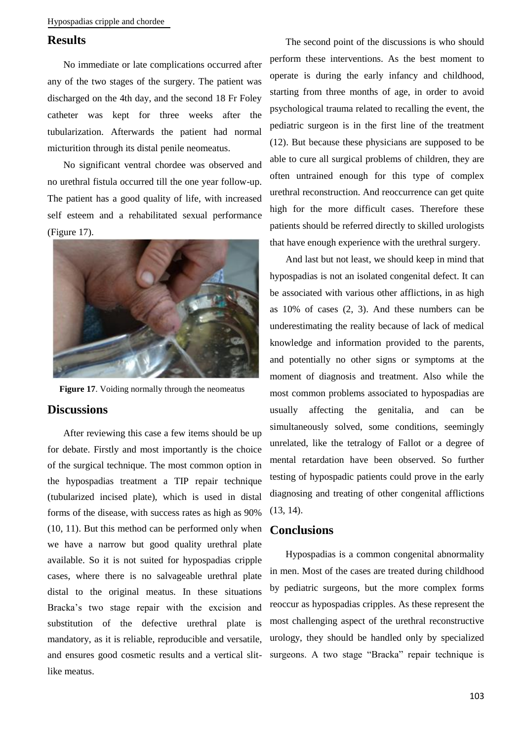## Results

No immediate or late complications occurred after any of the two stages of the surgery. The patient was discharged on the 4th day, and the second 18 Fr Foley catheter was kept for three weeks after the tubularization. Afterwards the patient had normal micturition through its distal penile neomeatus.

No significant ventral chordee was observed and no urethral fistula occurred till the one year follow-up. The patient has a good quality of life, with increased self esteem and a rehabilitated sexual performance (Figure 17).

**Figure 17**. Voiding normally through the neomeatus

## Discussions

After reviewing this case a few items should be up for debate. Firstly and most importantly is the choice of the surgical technique. The most common option in the hypospadias treatment a TIP repair technique (tubularized incised plate), which is used in distal forms of the disease, with success rates as high as 90% (10, 11). But this method can be performed only when we have a narrow but good quality urethral plate available. So it is not suited for hypospadias cripple cases, where there is no salvageable urethral plate distal to the original meatus. In these situations Bracka's two stage repair with the excision and substitution of the defective urethral plate is mandatory, as it is reliable, reproducible and versatile, and ensures good cosmetic results and a vertical slit-like meatus.

The second point of the discussions is who should perform these interventions. As the best moment to operate is during the early infancy and childhood, starting from three months of age, in order to avoid psychological trauma related to recalling the event, the pediatric surgeon is in the first line of the treatment (12). But because these physicians are supposed to be able to cure all surgical problems of children, they are often untrained enough for this type of complex urethral reconstruction. And reoccurrence can get quite high for the more difficult cases. Therefore these patients should be referred directly to skilled urologists that have enough experience with the urethral surgery.

And last but not least, we should keep in mind that hypospadias is not an isolated congenital defect. It can be associated with various other afflictions, in as high as 10% of cases (2, 3). And these numbers can be underestimating the reality because of lack of medical knowledge and information provided to the parents, and potentially no other signs or symptoms at the moment of diagnosis and treatment. Also while the most common problems associated to hypospadias are usually affecting the genitalia, and can be simultaneously solved, some conditions, seemingly unrelated, like the tetralogy of Fallot or a degree of mental retardation have been observed. So further testing of hypospadic patients could prove in the early diagnosing and treating of other congenital afflictions (13, 14).

## Conclusions

Hypospadias is a common congenital abnormality in men. Most of the cases are treated during childhood by pediatric surgeons, but the more complex forms reoccur as hypospadias cripples. As these represent the most challenging aspect of the urethral reconstructive urology, they should be handled only by specialized surgeons. A two stage "Bracka" repair technique is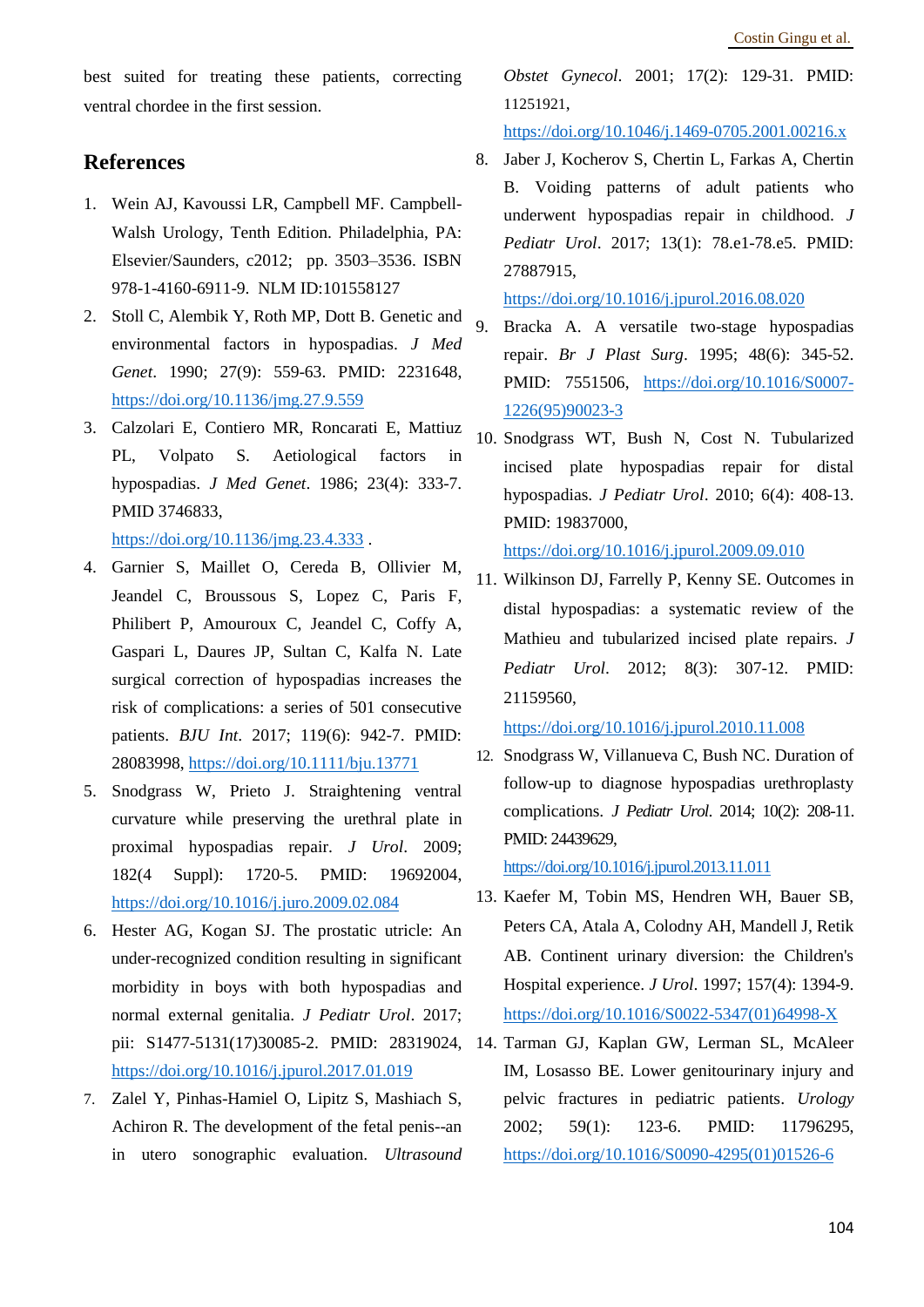best suited for treating these patients, correcting ventral chordee in the first session.

## References

1. Wein AJ, Kavoussi LR, Campbell MF. Campbell-Walsh Urology, Tenth Edition. Philadelphia, PA: Elsevier/Saunders, c2012; pp. 3503–3536. ISBN 978-1-4160-6911-9. NLM ID:101558127
2. Stoll C, Alembik Y, Roth MP, Dott B. Genetic and environmental factors in hypospadias. *J Med Genet*. 1990; 27(9): 559-63. PMID: 2231648, https://doi.org/10.1136/jmg.27.9.559
3. Calzolari E, Contiero MR, Roncarati E, Mattiuz PL, Volpato S. Aetiological factors in hypospadias. *J Med Genet*. 1986; 23(4): 333-7. PMID 3746833, https://doi.org/10.1136/jmg.23.4.333 .
4. Garnier S, Maillet O, Cereda B, Ollivier M, Jeandel C, Broussous S, Lopez C, Paris F, Philibert P, Amouroux C, Jeandel C, Coffy A, Gaspari L, Daures JP, Sultan C, Kalfa N. Late surgical correction of hypospadias increases the risk of complications: a series of 501 consecutive patients. *BJU Int*. 2017; 119(6): 942-7. PMID: 28083998, https://doi.org/10.1111/bju.13771
5. Snodgrass W, Prieto J. Straightening ventral curvature while preserving the urethral plate in proximal hypospadias repair. *J Urol*. 2009; 182(4 Suppl): 1720-5. PMID: 19692004, https://doi.org/10.1016/j.juro.2009.02.084
6. Hester AG, Kogan SJ. The prostatic utricle: An under-recognized condition resulting in significant morbidity in boys with both hypospadias and normal external genitalia. *J Pediatr Urol*. 2017; pii: S1477-5131(17)30085-2. PMID: 28319024, https://doi.org/10.1016/j.jpurol.2017.01.019
7. Zalel Y, Pinhas-Hamiel O, Lipitz S, Mashiach S, Achiron R. The development of the fetal penis--an in utero sonographic evaluation. *Ultrasound Obstet Gynecol*. 2001; 17(2): 129-31. PMID: 11251921, https://doi.org/10.1046/j.1469-0705.2001.00216.x
8. Jaber J, Kocherov S, Chertin L, Farkas A, Chertin B. Voiding patterns of adult patients who underwent hypospadias repair in childhood. *J Pediatr Urol*. 2017; 13(1): 78.e1-78.e5. PMID: 27887915, https://doi.org/10.1016/j.jpurol.2016.08.020
9. Bracka A. A versatile two-stage hypospadias repair. *Br J Plast Surg*. 1995; 48(6): 345-52. PMID: 7551506, https://doi.org/10.1016/S0007-1226(95)90023-3
10. Snodgrass WT, Bush N, Cost N. Tubularized incised plate hypospadias repair for distal hypospadias. *J Pediatr Urol*. 2010; 6(4): 408-13. PMID: 19837000, https://doi.org/10.1016/j.jpurol.2009.09.010
11. Wilkinson DJ, Farrelly P, Kenny SE. Outcomes in distal hypospadias: a systematic review of the Mathieu and tubularized incised plate repairs. *J Pediatr Urol*. 2012; 8(3): 307-12. PMID: 21159560, https://doi.org/10.1016/j.jpurol.2010.11.008
12. Snodgrass W, Villanueva C, Bush NC. Duration of follow-up to diagnose hypospadias urethroplasty complications. *J Pediatr Urol*. 2014; 10(2): 208-11. PMID: 24439629, https://doi.org/10.1016/j.jpurol.2013.11.011
13. Kaefer M, Tobin MS, Hendren WH, Bauer SB, Peters CA, Atala A, Colodny AH, Mandell J, Retik AB. Continent urinary diversion: the Children's Hospital experience. *J Urol*. 1997; 157(4): 1394-9. https://doi.org/10.1016/S0022-5347(01)64998-X
14. Tarman GJ, Kaplan GW, Lerman SL, McAleer IM, Losasso BE. Lower genitourinary injury and pelvic fractures in pediatric patients. *Urology* 2002; 59(1): 123-6. PMID: 11796295, https://doi.org/10.1016/S0090-4295(01)01526-6